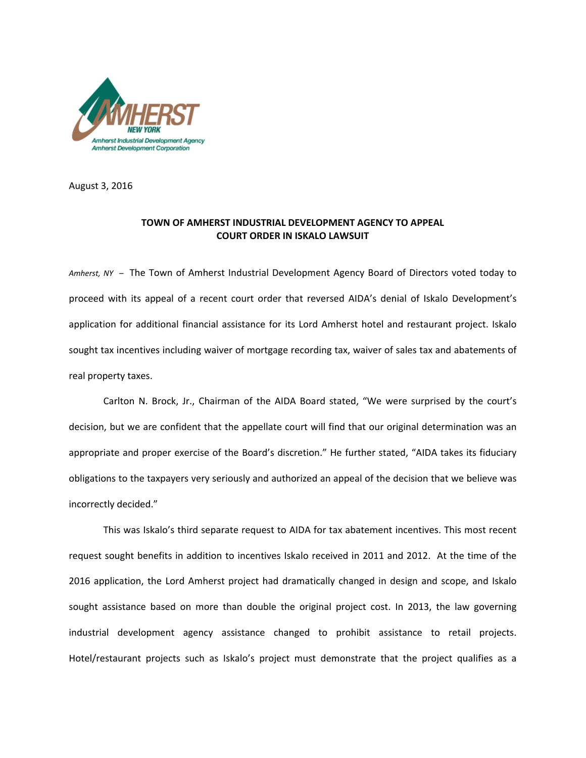AMHERST NEW YORK
Amherst Industrial Development Agency
Amherst Development Corporation

August 3, 2016

**TOWN OF AMHERST INDUSTRIAL DEVELOPMENT AGENCY TO APPEAL COURT ORDER IN ISKALO LAWSUIT**

*Amherst, NY* – The Town of Amherst Industrial Development Agency Board of Directors voted today to proceed with its appeal of a recent court order that reversed AIDA's denial of Iskalo Development's application for additional financial assistance for its Lord Amherst hotel and restaurant project. Iskalo sought tax incentives including waiver of mortgage recording tax, waiver of sales tax and abatements of real property taxes.

Carlton N. Brock, Jr., Chairman of the AIDA Board stated, "We were surprised by the court's decision, but we are confident that the appellate court will find that our original determination was an appropriate and proper exercise of the Board's discretion." He further stated, "AIDA takes its fiduciary obligations to the taxpayers very seriously and authorized an appeal of the decision that we believe was incorrectly decided."

This was Iskalo's third separate request to AIDA for tax abatement incentives. This most recent request sought benefits in addition to incentives Iskalo received in 2011 and 2012. At the time of the 2016 application, the Lord Amherst project had dramatically changed in design and scope, and Iskalo sought assistance based on more than double the original project cost. In 2013, the law governing industrial development agency assistance changed to prohibit assistance to retail projects. Hotel/restaurant projects such as Iskalo's project must demonstrate that the project qualifies as a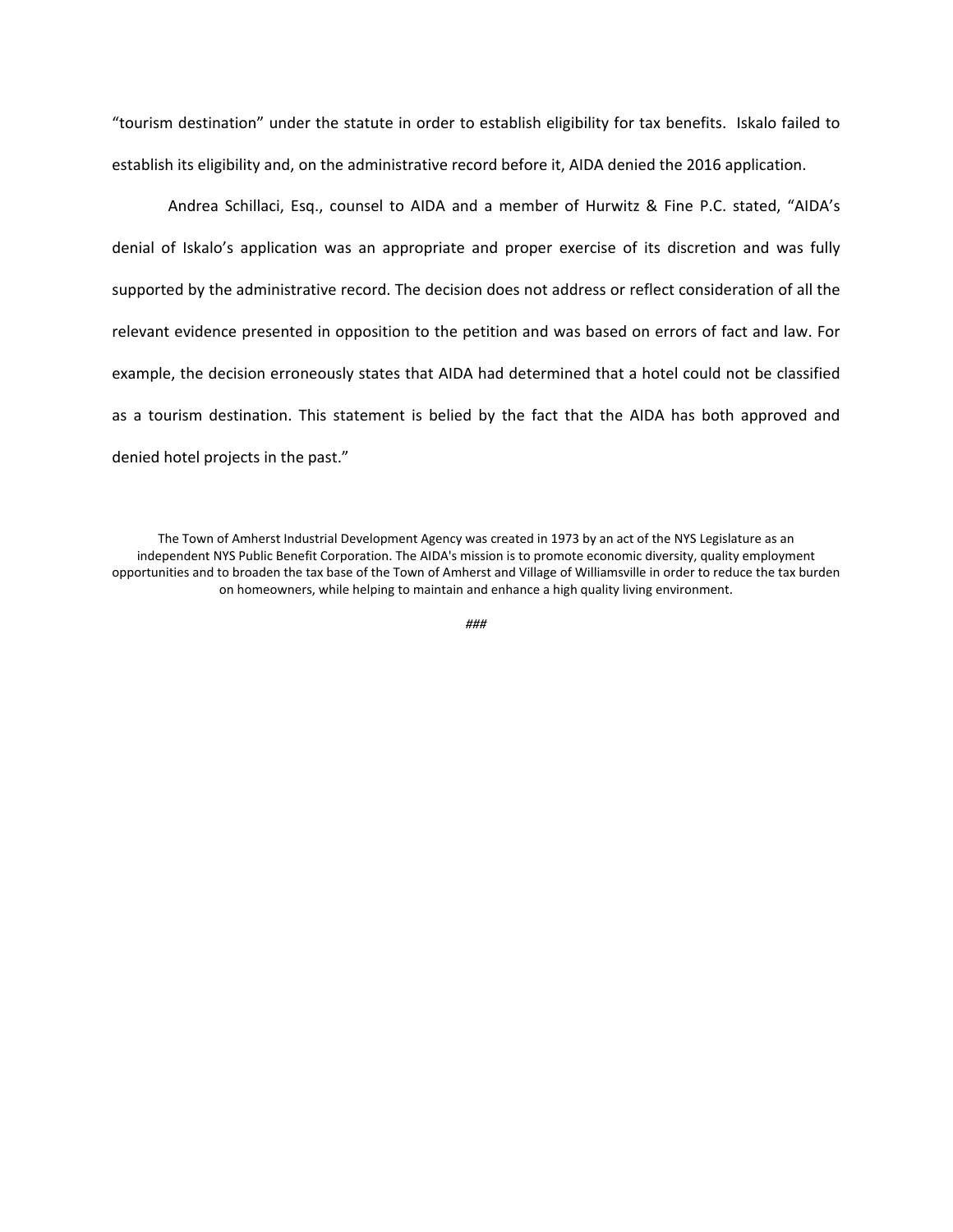"tourism destination" under the statute in order to establish eligibility for tax benefits. Iskalo failed to establish its eligibility and, on the administrative record before it, AIDA denied the 2016 application.

Andrea Schillaci, Esq., counsel to AIDA and a member of Hurwitz & Fine P.C. stated, "AIDA's denial of Iskalo's application was an appropriate and proper exercise of its discretion and was fully supported by the administrative record. The decision does not address or reflect consideration of all the relevant evidence presented in opposition to the petition and was based on errors of fact and law. For example, the decision erroneously states that AIDA had determined that a hotel could not be classified as a tourism destination. This statement is belied by the fact that the AIDA has both approved and denied hotel projects in the past."

The Town of Amherst Industrial Development Agency was created in 1973 by an act of the NYS Legislature as an independent NYS Public Benefit Corporation. The AIDA's mission is to promote economic diversity, quality employment opportunities and to broaden the tax base of the Town of Amherst and Village of Williamsville in order to reduce the tax burden on homeowners, while helping to maintain and enhance a high quality living environment.

###